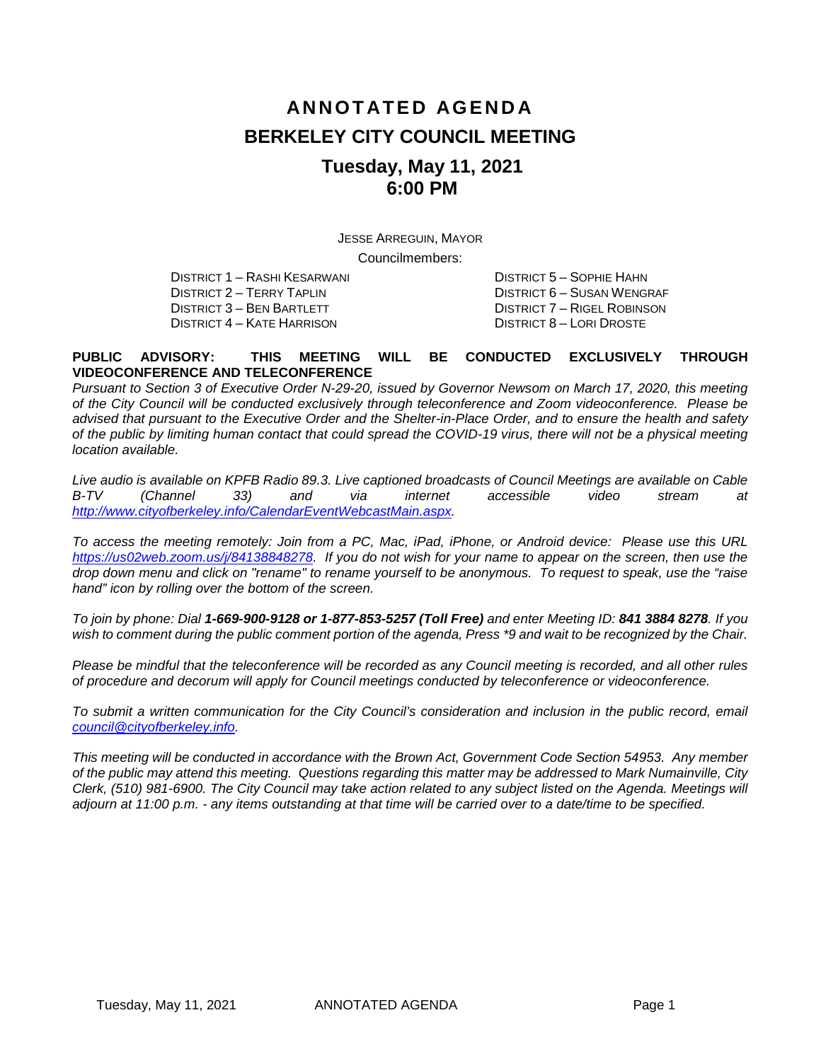# ANNOTATED AGENDA

# BERKELEY CITY COUNCIL MEETING

## Tuesday, May 11, 2021
## 6:00 PM

JESSE ARREGUIN, MAYOR

Councilmembers:

DISTRICT 1 – RASHI KESARWANI
DISTRICT 2 – TERRY TAPLIN
DISTRICT 3 – BEN BARTLETT
DISTRICT 4 – KATE HARRISON
DISTRICT 5 – SOPHIE HAHN
DISTRICT 6 – SUSAN WENGRAF
DISTRICT 7 – RIGEL ROBINSON
DISTRICT 8 – LORI DROSTE

**PUBLIC ADVISORY: THIS MEETING WILL BE CONDUCTED EXCLUSIVELY THROUGH VIDEOCONFERENCE AND TELECONFERENCE**

*Pursuant to Section 3 of Executive Order N-29-20, issued by Governor Newsom on March 17, 2020, this meeting of the City Council will be conducted exclusively through teleconference and Zoom videoconference. Please be advised that pursuant to the Executive Order and the Shelter-in-Place Order, and to ensure the health and safety of the public by limiting human contact that could spread the COVID-19 virus, there will not be a physical meeting location available.*

*Live audio is available on KPFB Radio 89.3. Live captioned broadcasts of Council Meetings are available on Cable B-TV (Channel 33) and via internet accessible video stream at [http://www.cityofberkeley.info/CalendarEventWebcastMain.aspx](http://www.cityofberkeley.info/CalendarEventWebcastMain.aspx).*

*To access the meeting remotely: Join from a PC, Mac, iPad, iPhone, or Android device: Please use this URL [https://us02web.zoom.us/j/84138848278](https://us02web.zoom.us/j/84138848278). If you do not wish for your name to appear on the screen, then use the drop down menu and click on "rename" to rename yourself to be anonymous. To request to speak, use the "raise hand" icon by rolling over the bottom of the screen.*

*To join by phone: Dial **1-669-900-9128 or 1-877-853-5257 (Toll Free)** and enter Meeting ID: **841 3884 8278**. If you wish to comment during the public comment portion of the agenda, Press \*9 and wait to be recognized by the Chair.*

*Please be mindful that the teleconference will be recorded as any Council meeting is recorded, and all other rules of procedure and decorum will apply for Council meetings conducted by teleconference or videoconference.*

*To submit a written communication for the City Council's consideration and inclusion in the public record, email [council@cityofberkeley.info](mailto:council@cityofberkeley.info).*

*This meeting will be conducted in accordance with the Brown Act, Government Code Section 54953. Any member of the public may attend this meeting. Questions regarding this matter may be addressed to Mark Numainville, City Clerk, (510) 981-6900. The City Council may take action related to any subject listed on the Agenda. Meetings will adjourn at 11:00 p.m. - any items outstanding at that time will be carried over to a date/time to be specified.*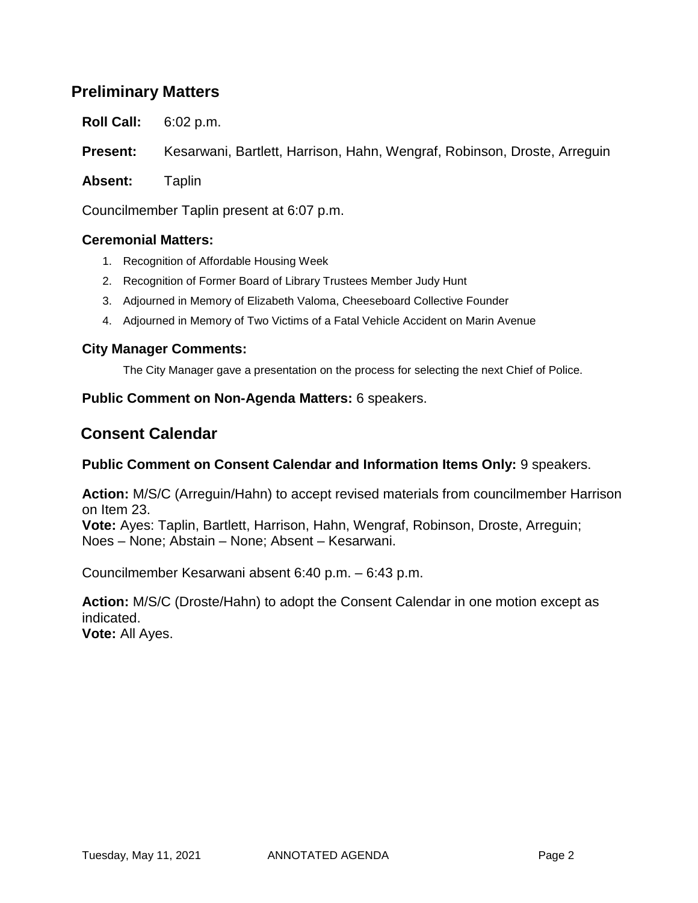## Preliminary Matters

**Roll Call:** 6:02 p.m.

**Present:** Kesarwani, Bartlett, Harrison, Hahn, Wengraf, Robinson, Droste, Arreguin

**Absent:** Taplin

Councilmember Taplin present at 6:07 p.m.

### Ceremonial Matters:

1. Recognition of Affordable Housing Week
2. Recognition of Former Board of Library Trustees Member Judy Hunt
3. Adjourned in Memory of Elizabeth Valoma, Cheeseboard Collective Founder
4. Adjourned in Memory of Two Victims of a Fatal Vehicle Accident on Marin Avenue

### City Manager Comments:

The City Manager gave a presentation on the process for selecting the next Chief of Police.

**Public Comment on Non-Agenda Matters:** 6 speakers.

## Consent Calendar

**Public Comment on Consent Calendar and Information Items Only:** 9 speakers.

**Action:** M/S/C (Arreguin/Hahn) to accept revised materials from councilmember Harrison on Item 23.
**Vote:** Ayes: Taplin, Bartlett, Harrison, Hahn, Wengraf, Robinson, Droste, Arreguin; Noes – None; Abstain – None; Absent – Kesarwani.

Councilmember Kesarwani absent 6:40 p.m. – 6:43 p.m.

**Action:** M/S/C (Droste/Hahn) to adopt the Consent Calendar in one motion except as indicated.
**Vote:** All Ayes.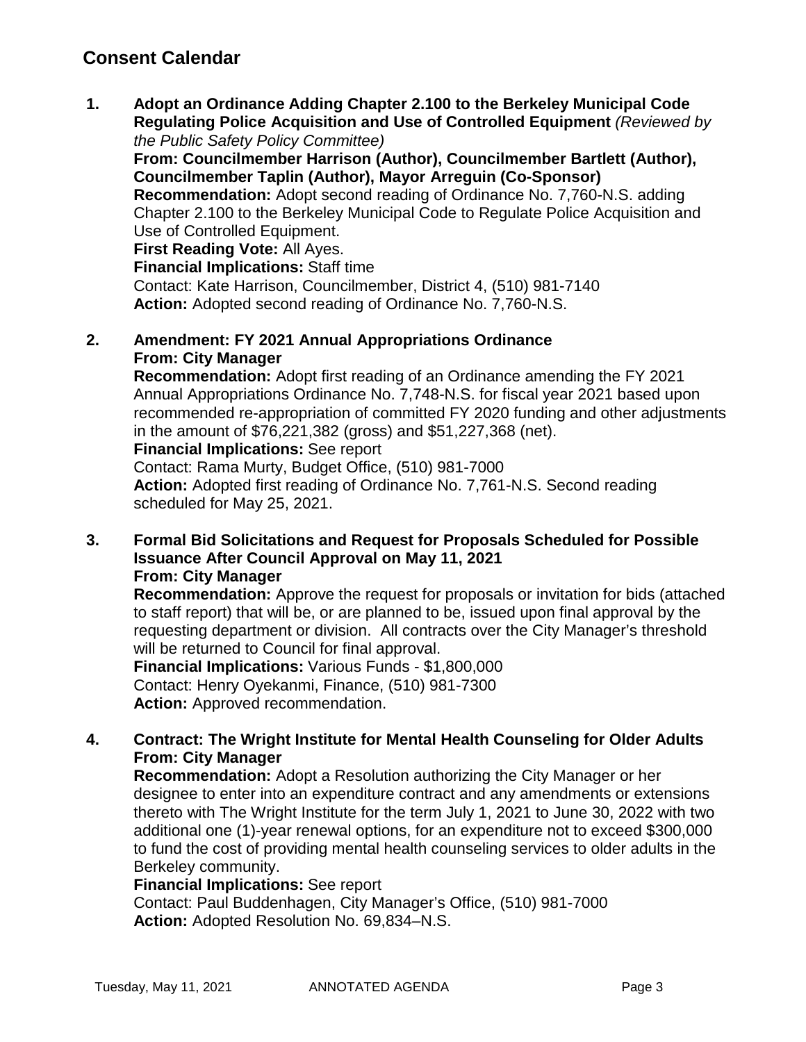## Consent Calendar

1. **Adopt an Ordinance Adding Chapter 2.100 to the Berkeley Municipal Code Regulating Police Acquisition and Use of Controlled Equipment** *(Reviewed by the Public Safety Policy Committee)*
   **From: Councilmember Harrison (Author), Councilmember Bartlett (Author), Councilmember Taplin (Author), Mayor Arreguin (Co-Sponsor)**
   **Recommendation:** Adopt second reading of Ordinance No. 7,760-N.S. adding Chapter 2.100 to the Berkeley Municipal Code to Regulate Police Acquisition and Use of Controlled Equipment.
   **First Reading Vote:** All Ayes.
   **Financial Implications:** Staff time
   Contact: Kate Harrison, Councilmember, District 4, (510) 981-7140
   **Action:** Adopted second reading of Ordinance No. 7,760-N.S.

2. **Amendment: FY 2021 Annual Appropriations Ordinance**
   **From: City Manager**
   **Recommendation:** Adopt first reading of an Ordinance amending the FY 2021 Annual Appropriations Ordinance No. 7,748-N.S. for fiscal year 2021 based upon recommended re-appropriation of committed FY 2020 funding and other adjustments in the amount of $76,221,382 (gross) and $51,227,368 (net).
   **Financial Implications:** See report
   Contact: Rama Murty, Budget Office, (510) 981-7000
   **Action:** Adopted first reading of Ordinance No. 7,761-N.S. Second reading scheduled for May 25, 2021.

3. **Formal Bid Solicitations and Request for Proposals Scheduled for Possible Issuance After Council Approval on May 11, 2021**
   **From: City Manager**
   **Recommendation:** Approve the request for proposals or invitation for bids (attached to staff report) that will be, or are planned to be, issued upon final approval by the requesting department or division. All contracts over the City Manager's threshold will be returned to Council for final approval.
   **Financial Implications:** Various Funds - $1,800,000
   Contact: Henry Oyekanmi, Finance, (510) 981-7300
   **Action:** Approved recommendation.

4. **Contract: The Wright Institute for Mental Health Counseling for Older Adults**
   **From: City Manager**
   **Recommendation:** Adopt a Resolution authorizing the City Manager or her designee to enter into an expenditure contract and any amendments or extensions thereto with The Wright Institute for the term July 1, 2021 to June 30, 2022 with two additional one (1)-year renewal options, for an expenditure not to exceed $300,000 to fund the cost of providing mental health counseling services to older adults in the Berkeley community.
   **Financial Implications:** See report
   Contact: Paul Buddenhagen, City Manager's Office, (510) 981-7000
   **Action:** Adopted Resolution No. 69,834–N.S.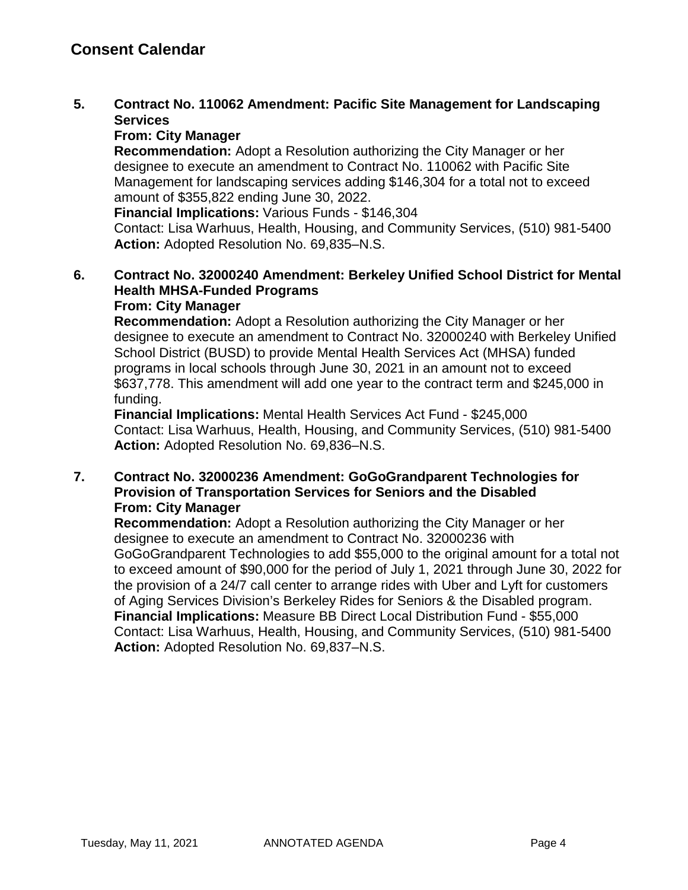## Consent Calendar

**5. Contract No. 110062 Amendment: Pacific Site Management for Landscaping Services**
**From: City Manager**
**Recommendation:** Adopt a Resolution authorizing the City Manager or her designee to execute an amendment to Contract No. 110062 with Pacific Site Management for landscaping services adding $146,304 for a total not to exceed amount of $355,822 ending June 30, 2022.
**Financial Implications:** Various Funds - $146,304
Contact: Lisa Warhuus, Health, Housing, and Community Services, (510) 981-5400
**Action:** Adopted Resolution No. 69,835–N.S.

**6. Contract No. 32000240 Amendment: Berkeley Unified School District for Mental Health MHSA-Funded Programs**
**From: City Manager**
**Recommendation:** Adopt a Resolution authorizing the City Manager or her designee to execute an amendment to Contract No. 32000240 with Berkeley Unified School District (BUSD) to provide Mental Health Services Act (MHSA) funded programs in local schools through June 30, 2021 in an amount not to exceed $637,778. This amendment will add one year to the contract term and $245,000 in funding.
**Financial Implications:** Mental Health Services Act Fund - $245,000
Contact: Lisa Warhuus, Health, Housing, and Community Services, (510) 981-5400
**Action:** Adopted Resolution No. 69,836–N.S.

**7. Contract No. 32000236 Amendment: GoGoGrandparent Technologies for Provision of Transportation Services for Seniors and the Disabled**
**From: City Manager**
**Recommendation:** Adopt a Resolution authorizing the City Manager or her designee to execute an amendment to Contract No. 32000236 with GoGoGrandparent Technologies to add $55,000 to the original amount for a total not to exceed amount of $90,000 for the period of July 1, 2021 through June 30, 2022 for the provision of a 24/7 call center to arrange rides with Uber and Lyft for customers of Aging Services Division's Berkeley Rides for Seniors & the Disabled program.
**Financial Implications:** Measure BB Direct Local Distribution Fund - $55,000
Contact: Lisa Warhuus, Health, Housing, and Community Services, (510) 981-5400
**Action:** Adopted Resolution No. 69,837–N.S.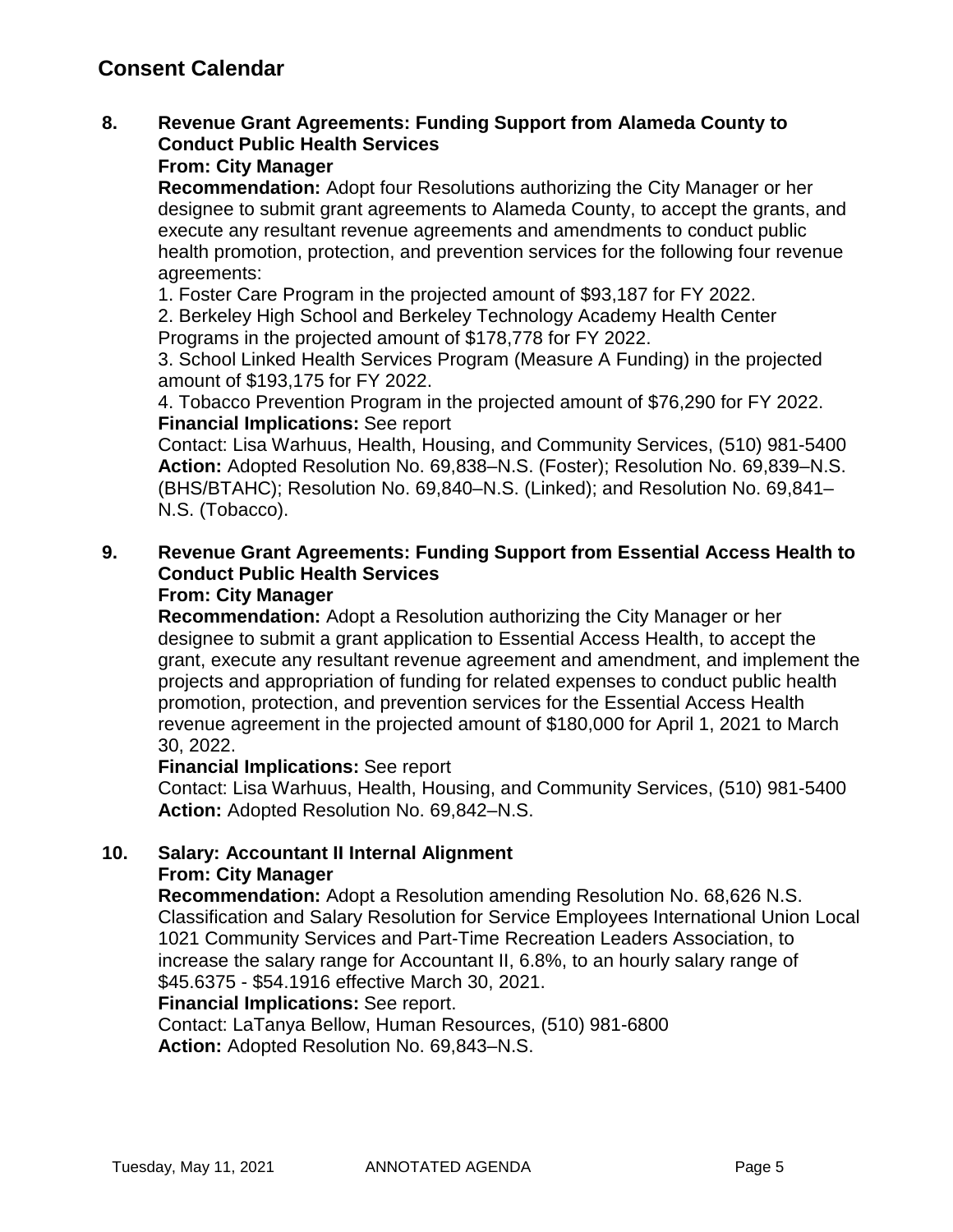## Consent Calendar

### 8. Revenue Grant Agreements: Funding Support from Alameda County to Conduct Public Health Services

**From: City Manager**

**Recommendation:** Adopt four Resolutions authorizing the City Manager or her designee to submit grant agreements to Alameda County, to accept the grants, and execute any resultant revenue agreements and amendments to conduct public health promotion, protection, and prevention services for the following four revenue agreements:

1. Foster Care Program in the projected amount of $93,187 for FY 2022.
2. Berkeley High School and Berkeley Technology Academy Health Center Programs in the projected amount of $178,778 for FY 2022.
3. School Linked Health Services Program (Measure A Funding) in the projected amount of $193,175 for FY 2022.
4. Tobacco Prevention Program in the projected amount of $76,290 for FY 2022.

**Financial Implications:** See report

Contact: Lisa Warhuus, Health, Housing, and Community Services, (510) 981-5400

**Action:** Adopted Resolution No. 69,838–N.S. (Foster); Resolution No. 69,839–N.S. (BHS/BTAHC); Resolution No. 69,840–N.S. (Linked); and Resolution No. 69,841–N.S. (Tobacco).

### 9. Revenue Grant Agreements: Funding Support from Essential Access Health to Conduct Public Health Services

**From: City Manager**

**Recommendation:** Adopt a Resolution authorizing the City Manager or her designee to submit a grant application to Essential Access Health, to accept the grant, execute any resultant revenue agreement and amendment, and implement the projects and appropriation of funding for related expenses to conduct public health promotion, protection, and prevention services for the Essential Access Health revenue agreement in the projected amount of $180,000 for April 1, 2021 to March 30, 2022.

**Financial Implications:** See report

Contact: Lisa Warhuus, Health, Housing, and Community Services, (510) 981-5400

**Action:** Adopted Resolution No. 69,842–N.S.

### 10. Salary: Accountant II Internal Alignment

**From: City Manager**

**Recommendation:** Adopt a Resolution amending Resolution No. 68,626 N.S. Classification and Salary Resolution for Service Employees International Union Local 1021 Community Services and Part-Time Recreation Leaders Association, to increase the salary range for Accountant II, 6.8%, to an hourly salary range of $45.6375 - $54.1916 effective March 30, 2021.

**Financial Implications:** See report.

Contact: LaTanya Bellow, Human Resources, (510) 981-6800

**Action:** Adopted Resolution No. 69,843–N.S.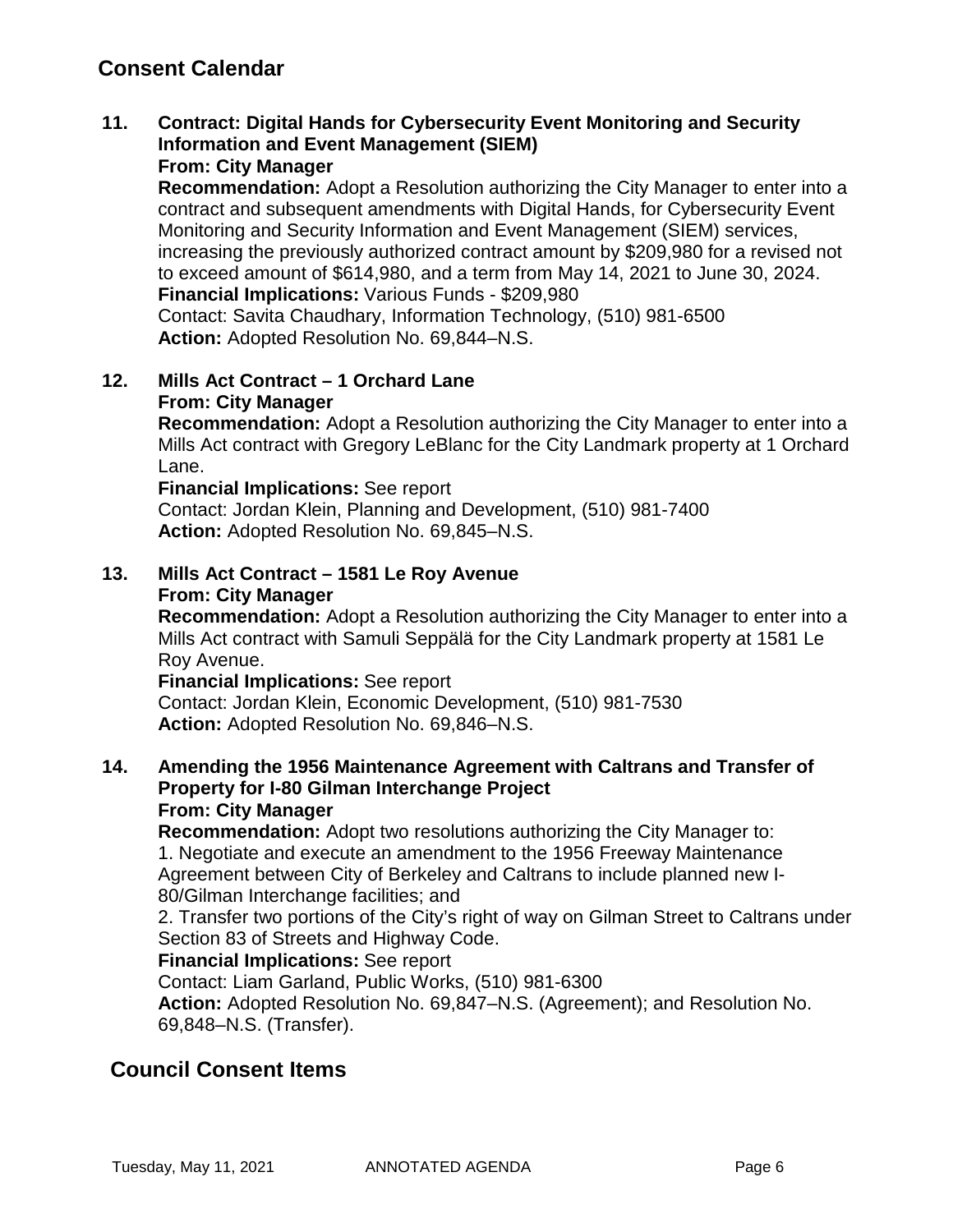## Consent Calendar

**11. Contract: Digital Hands for Cybersecurity Event Monitoring and Security Information and Event Management (SIEM)**
**From: City Manager**
**Recommendation:** Adopt a Resolution authorizing the City Manager to enter into a contract and subsequent amendments with Digital Hands, for Cybersecurity Event Monitoring and Security Information and Event Management (SIEM) services, increasing the previously authorized contract amount by $209,980 for a revised not to exceed amount of $614,980, and a term from May 14, 2021 to June 30, 2024.
**Financial Implications:** Various Funds - $209,980
Contact: Savita Chaudhary, Information Technology, (510) 981-6500
**Action:** Adopted Resolution No. 69,844–N.S.

**12. Mills Act Contract – 1 Orchard Lane**
**From: City Manager**
**Recommendation:** Adopt a Resolution authorizing the City Manager to enter into a Mills Act contract with Gregory LeBlanc for the City Landmark property at 1 Orchard Lane.
**Financial Implications:** See report
Contact: Jordan Klein, Planning and Development, (510) 981-7400
**Action:** Adopted Resolution No. 69,845–N.S.

**13. Mills Act Contract – 1581 Le Roy Avenue**
**From: City Manager**
**Recommendation:** Adopt a Resolution authorizing the City Manager to enter into a Mills Act contract with Samuli Seppälä for the City Landmark property at 1581 Le Roy Avenue.
**Financial Implications:** See report
Contact: Jordan Klein, Economic Development, (510) 981-7530
**Action:** Adopted Resolution No. 69,846–N.S.

**14. Amending the 1956 Maintenance Agreement with Caltrans and Transfer of Property for I-80 Gilman Interchange Project**
**From: City Manager**
**Recommendation:** Adopt two resolutions authorizing the City Manager to:
1. Negotiate and execute an amendment to the 1956 Freeway Maintenance Agreement between City of Berkeley and Caltrans to include planned new I-80/Gilman Interchange facilities; and
2. Transfer two portions of the City's right of way on Gilman Street to Caltrans under Section 83 of Streets and Highway Code.

**Financial Implications:** See report
Contact: Liam Garland, Public Works, (510) 981-6300
**Action:** Adopted Resolution No. 69,847–N.S. (Agreement); and Resolution No. 69,848–N.S. (Transfer).

## Council Consent Items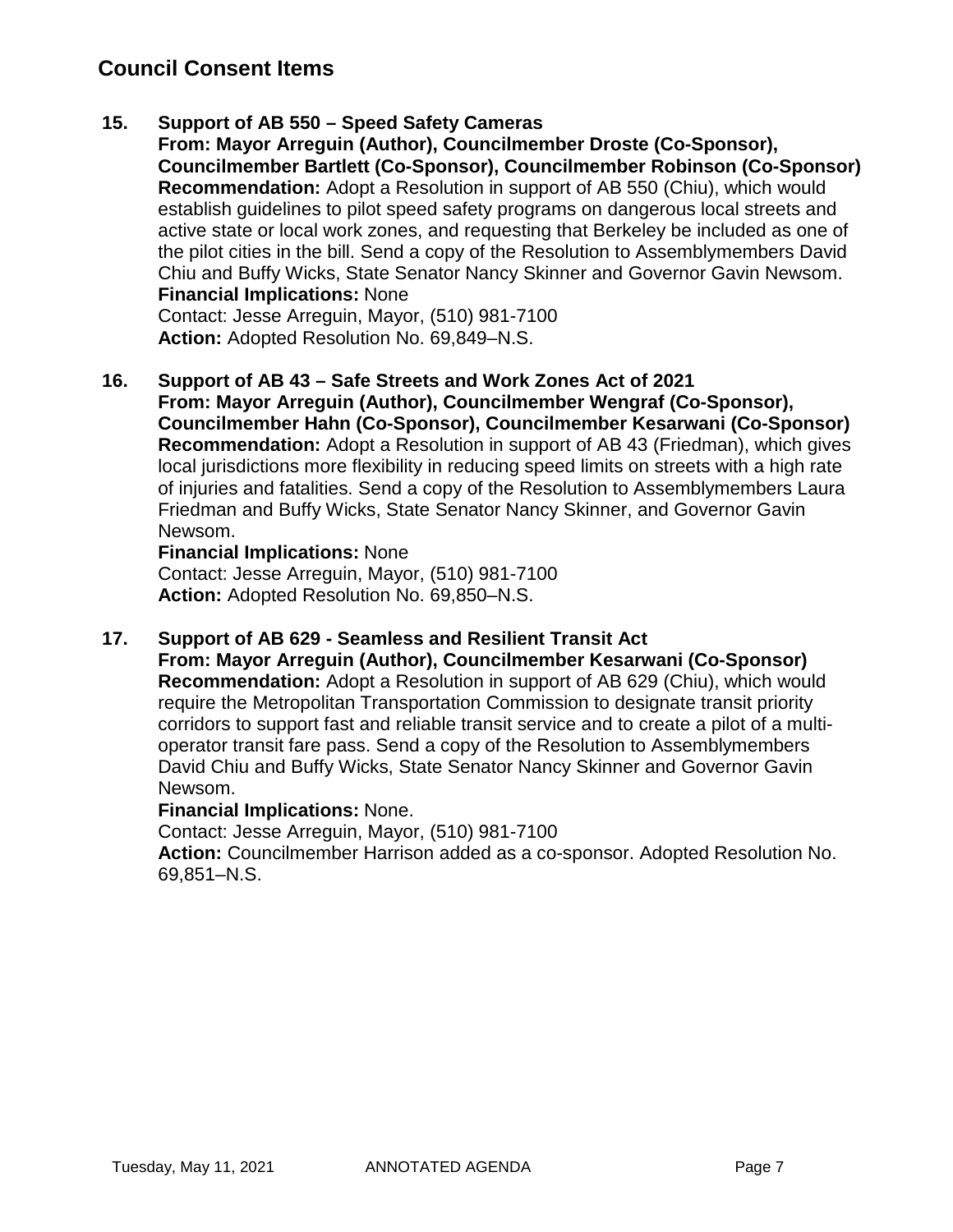## Council Consent Items

**15. Support of AB 550 – Speed Safety Cameras**
**From: Mayor Arreguin (Author), Councilmember Droste (Co-Sponsor), Councilmember Bartlett (Co-Sponsor), Councilmember Robinson (Co-Sponsor)**
**Recommendation:** Adopt a Resolution in support of AB 550 (Chiu), which would establish guidelines to pilot speed safety programs on dangerous local streets and active state or local work zones, and requesting that Berkeley be included as one of the pilot cities in the bill. Send a copy of the Resolution to Assemblymembers David Chiu and Buffy Wicks, State Senator Nancy Skinner and Governor Gavin Newsom.
**Financial Implications:** None
Contact: Jesse Arreguin, Mayor, (510) 981-7100
**Action:** Adopted Resolution No. 69,849–N.S.

**16. Support of AB 43 – Safe Streets and Work Zones Act of 2021**
**From: Mayor Arreguin (Author), Councilmember Wengraf (Co-Sponsor), Councilmember Hahn (Co-Sponsor), Councilmember Kesarwani (Co-Sponsor)**
**Recommendation:** Adopt a Resolution in support of AB 43 (Friedman), which gives local jurisdictions more flexibility in reducing speed limits on streets with a high rate of injuries and fatalities. Send a copy of the Resolution to Assemblymembers Laura Friedman and Buffy Wicks, State Senator Nancy Skinner, and Governor Gavin Newsom.
**Financial Implications:** None
Contact: Jesse Arreguin, Mayor, (510) 981-7100
**Action:** Adopted Resolution No. 69,850–N.S.

**17. Support of AB 629 - Seamless and Resilient Transit Act**
**From: Mayor Arreguin (Author), Councilmember Kesarwani (Co-Sponsor)**
**Recommendation:** Adopt a Resolution in support of AB 629 (Chiu), which would require the Metropolitan Transportation Commission to designate transit priority corridors to support fast and reliable transit service and to create a pilot of a multi-operator transit fare pass. Send a copy of the Resolution to Assemblymembers David Chiu and Buffy Wicks, State Senator Nancy Skinner and Governor Gavin Newsom.
**Financial Implications:** None.
Contact: Jesse Arreguin, Mayor, (510) 981-7100
**Action:** Councilmember Harrison added as a co-sponsor. Adopted Resolution No. 69,851–N.S.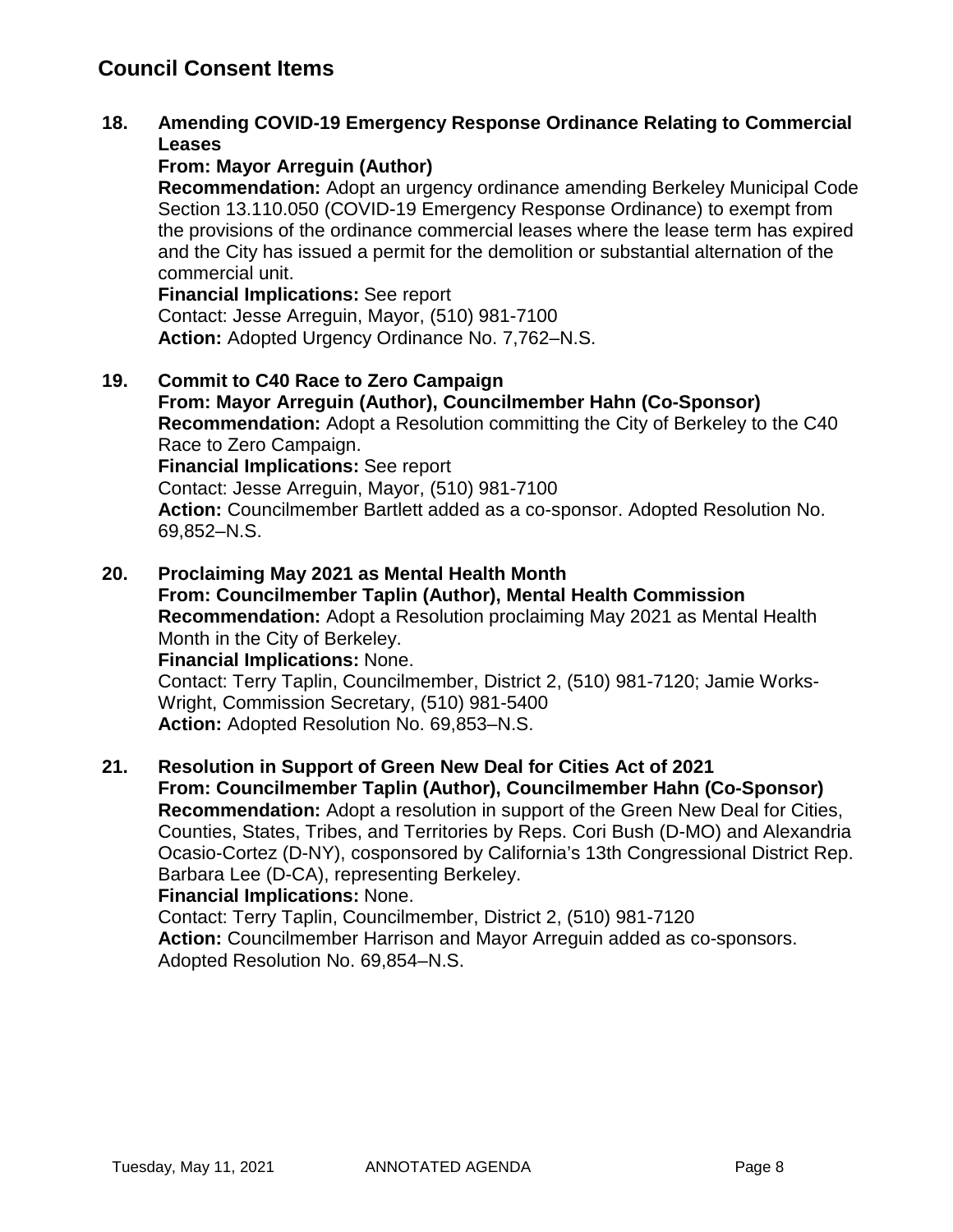## Council Consent Items

**18. Amending COVID-19 Emergency Response Ordinance Relating to Commercial Leases**
**From: Mayor Arreguin (Author)**
**Recommendation:** Adopt an urgency ordinance amending Berkeley Municipal Code Section 13.110.050 (COVID-19 Emergency Response Ordinance) to exempt from the provisions of the ordinance commercial leases where the lease term has expired and the City has issued a permit for the demolition or substantial alternation of the commercial unit.
**Financial Implications:** See report
Contact: Jesse Arreguin, Mayor, (510) 981-7100
**Action:** Adopted Urgency Ordinance No. 7,762–N.S.

**19. Commit to C40 Race to Zero Campaign**
**From: Mayor Arreguin (Author), Councilmember Hahn (Co-Sponsor)**
**Recommendation:** Adopt a Resolution committing the City of Berkeley to the C40 Race to Zero Campaign.
**Financial Implications:** See report
Contact: Jesse Arreguin, Mayor, (510) 981-7100
**Action:** Councilmember Bartlett added as a co-sponsor. Adopted Resolution No. 69,852–N.S.

**20. Proclaiming May 2021 as Mental Health Month**
**From: Councilmember Taplin (Author), Mental Health Commission**
**Recommendation:** Adopt a Resolution proclaiming May 2021 as Mental Health Month in the City of Berkeley.
**Financial Implications:** None.
Contact: Terry Taplin, Councilmember, District 2, (510) 981-7120; Jamie Works-Wright, Commission Secretary, (510) 981-5400
**Action:** Adopted Resolution No. 69,853–N.S.

**21. Resolution in Support of Green New Deal for Cities Act of 2021**
**From: Councilmember Taplin (Author), Councilmember Hahn (Co-Sponsor)**
**Recommendation:** Adopt a resolution in support of the Green New Deal for Cities, Counties, States, Tribes, and Territories by Reps. Cori Bush (D-MO) and Alexandria Ocasio-Cortez (D-NY), cosponsored by California's 13th Congressional District Rep. Barbara Lee (D-CA), representing Berkeley.
**Financial Implications:** None.
Contact: Terry Taplin, Councilmember, District 2, (510) 981-7120
**Action:** Councilmember Harrison and Mayor Arreguin added as co-sponsors. Adopted Resolution No. 69,854–N.S.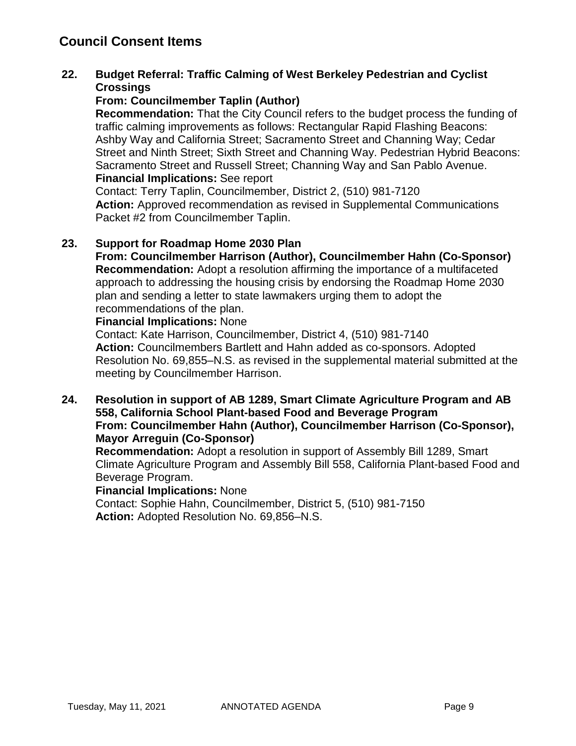## Council Consent Items

**22. Budget Referral: Traffic Calming of West Berkeley Pedestrian and Cyclist Crossings**

**From: Councilmember Taplin (Author)**

**Recommendation:** That the City Council refers to the budget process the funding of traffic calming improvements as follows: Rectangular Rapid Flashing Beacons: Ashby Way and California Street; Sacramento Street and Channing Way; Cedar Street and Ninth Street; Sixth Street and Channing Way. Pedestrian Hybrid Beacons: Sacramento Street and Russell Street; Channing Way and San Pablo Avenue.

**Financial Implications:** See report

Contact: Terry Taplin, Councilmember, District 2, (510) 981-7120

**Action:** Approved recommendation as revised in Supplemental Communications Packet #2 from Councilmember Taplin.

**23. Support for Roadmap Home 2030 Plan**

**From: Councilmember Harrison (Author), Councilmember Hahn (Co-Sponsor)**

**Recommendation:** Adopt a resolution affirming the importance of a multifaceted approach to addressing the housing crisis by endorsing the Roadmap Home 2030 plan and sending a letter to state lawmakers urging them to adopt the recommendations of the plan.

**Financial Implications:** None

Contact: Kate Harrison, Councilmember, District 4, (510) 981-7140

**Action:** Councilmembers Bartlett and Hahn added as co-sponsors. Adopted Resolution No. 69,855–N.S. as revised in the supplemental material submitted at the meeting by Councilmember Harrison.

**24. Resolution in support of AB 1289, Smart Climate Agriculture Program and AB 558, California School Plant-based Food and Beverage Program**

**From: Councilmember Hahn (Author), Councilmember Harrison (Co-Sponsor), Mayor Arreguin (Co-Sponsor)**

**Recommendation:** Adopt a resolution in support of Assembly Bill 1289, Smart Climate Agriculture Program and Assembly Bill 558, California Plant-based Food and Beverage Program.

**Financial Implications:** None

Contact: Sophie Hahn, Councilmember, District 5, (510) 981-7150

**Action:** Adopted Resolution No. 69,856–N.S.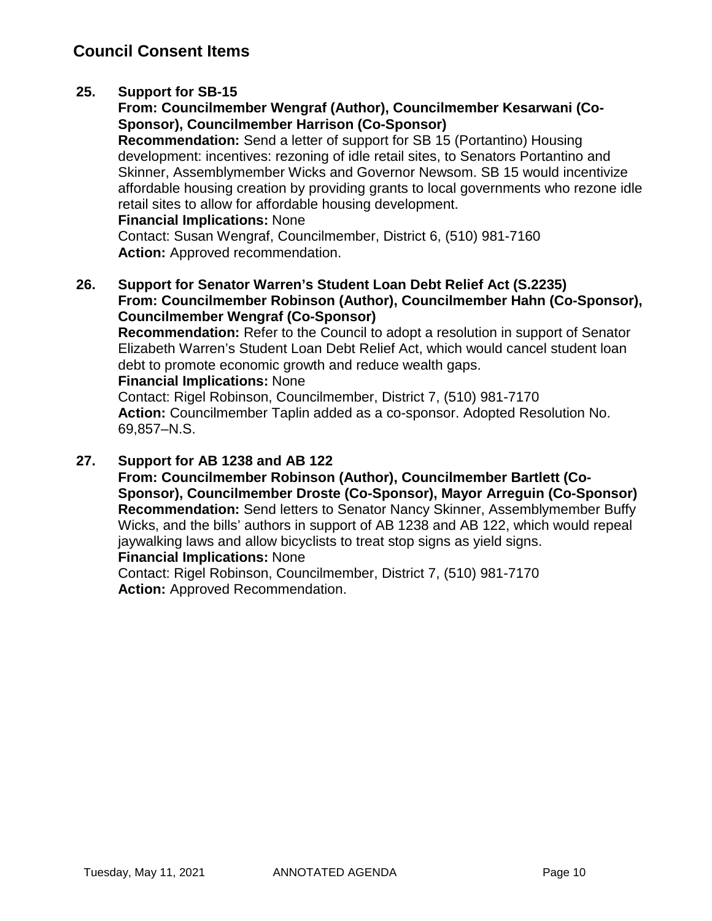## Council Consent Items

**25. Support for SB-15**

**From: Councilmember Wengraf (Author), Councilmember Kesarwani (Co-Sponsor), Councilmember Harrison (Co-Sponsor)**

**Recommendation:** Send a letter of support for SB 15 (Portantino) Housing development: incentives: rezoning of idle retail sites, to Senators Portantino and Skinner, Assemblymember Wicks and Governor Newsom. SB 15 would incentivize affordable housing creation by providing grants to local governments who rezone idle retail sites to allow for affordable housing development.

**Financial Implications:** None

Contact: Susan Wengraf, Councilmember, District 6, (510) 981-7160

**Action:** Approved recommendation.

**26. Support for Senator Warren's Student Loan Debt Relief Act (S.2235)**

**From: Councilmember Robinson (Author), Councilmember Hahn (Co-Sponsor), Councilmember Wengraf (Co-Sponsor)**

**Recommendation:** Refer to the Council to adopt a resolution in support of Senator Elizabeth Warren's Student Loan Debt Relief Act, which would cancel student loan debt to promote economic growth and reduce wealth gaps.

**Financial Implications:** None

Contact: Rigel Robinson, Councilmember, District 7, (510) 981-7170

**Action:** Councilmember Taplin added as a co-sponsor. Adopted Resolution No. 69,857–N.S.

**27. Support for AB 1238 and AB 122**

**From: Councilmember Robinson (Author), Councilmember Bartlett (Co-Sponsor), Councilmember Droste (Co-Sponsor), Mayor Arreguin (Co-Sponsor)**

**Recommendation:** Send letters to Senator Nancy Skinner, Assemblymember Buffy Wicks, and the bills' authors in support of AB 1238 and AB 122, which would repeal jaywalking laws and allow bicyclists to treat stop signs as yield signs.

**Financial Implications:** None

Contact: Rigel Robinson, Councilmember, District 7, (510) 981-7170

**Action:** Approved Recommendation.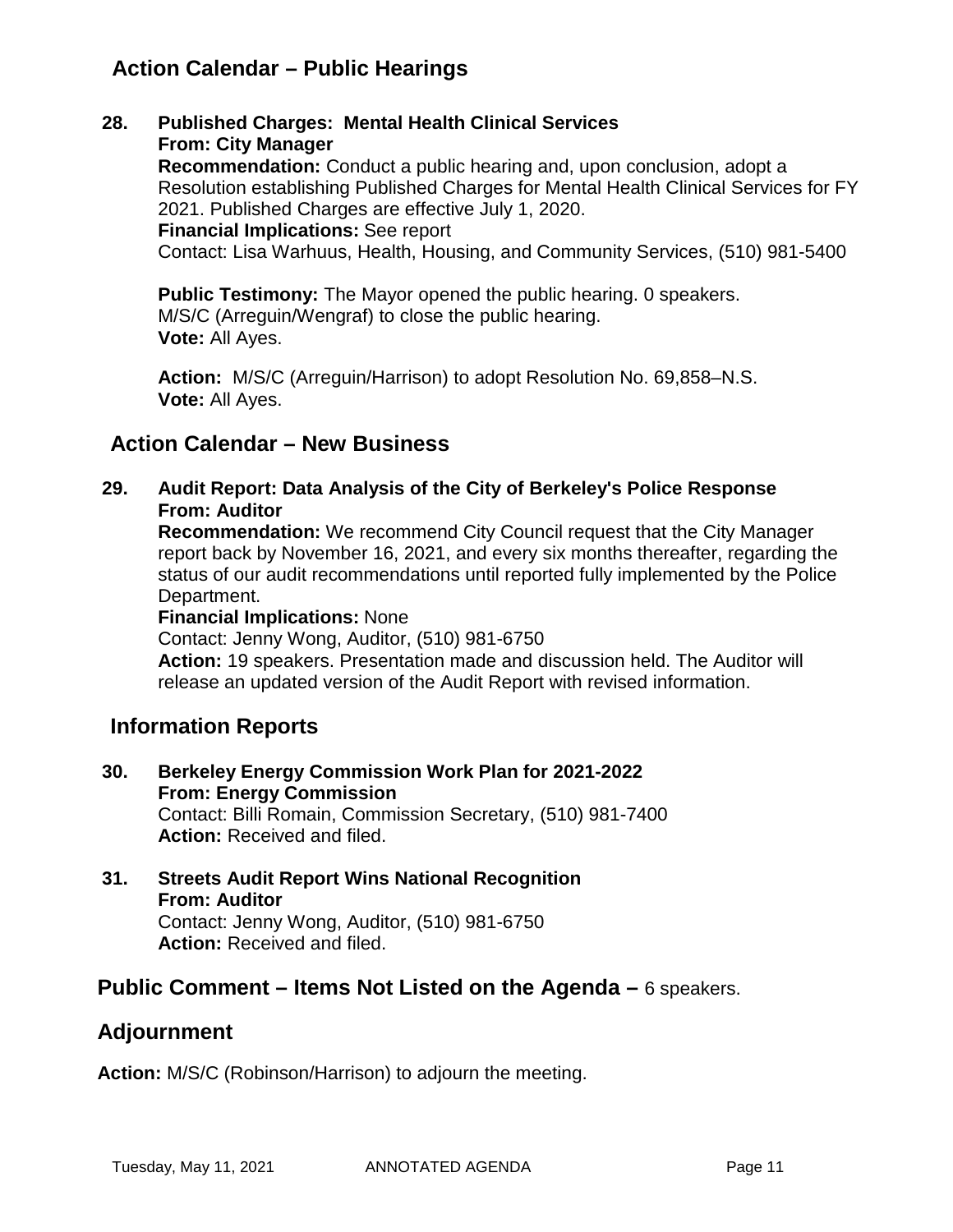## Action Calendar – Public Hearings

**28. Published Charges: Mental Health Clinical Services**
**From: City Manager**
**Recommendation:** Conduct a public hearing and, upon conclusion, adopt a Resolution establishing Published Charges for Mental Health Clinical Services for FY 2021. Published Charges are effective July 1, 2020.
**Financial Implications:** See report
Contact: Lisa Warhuus, Health, Housing, and Community Services, (510) 981-5400

**Public Testimony:** The Mayor opened the public hearing. 0 speakers.
M/S/C (Arreguin/Wengraf) to close the public hearing.
**Vote:** All Ayes.

**Action:** M/S/C (Arreguin/Harrison) to adopt Resolution No. 69,858–N.S.
**Vote:** All Ayes.

## Action Calendar – New Business

**29. Audit Report: Data Analysis of the City of Berkeley's Police Response**
**From: Auditor**
**Recommendation:** We recommend City Council request that the City Manager report back by November 16, 2021, and every six months thereafter, regarding the status of our audit recommendations until reported fully implemented by the Police Department.
**Financial Implications:** None
Contact: Jenny Wong, Auditor, (510) 981-6750
**Action:** 19 speakers. Presentation made and discussion held. The Auditor will release an updated version of the Audit Report with revised information.

## Information Reports

**30. Berkeley Energy Commission Work Plan for 2021-2022**
**From: Energy Commission**
Contact: Billi Romain, Commission Secretary, (510) 981-7400
**Action:** Received and filed.

**31. Streets Audit Report Wins National Recognition**
**From: Auditor**
Contact: Jenny Wong, Auditor, (510) 981-6750
**Action:** Received and filed.

## Public Comment – Items Not Listed on the Agenda – 6 speakers.

## Adjournment

**Action:** M/S/C (Robinson/Harrison) to adjourn the meeting.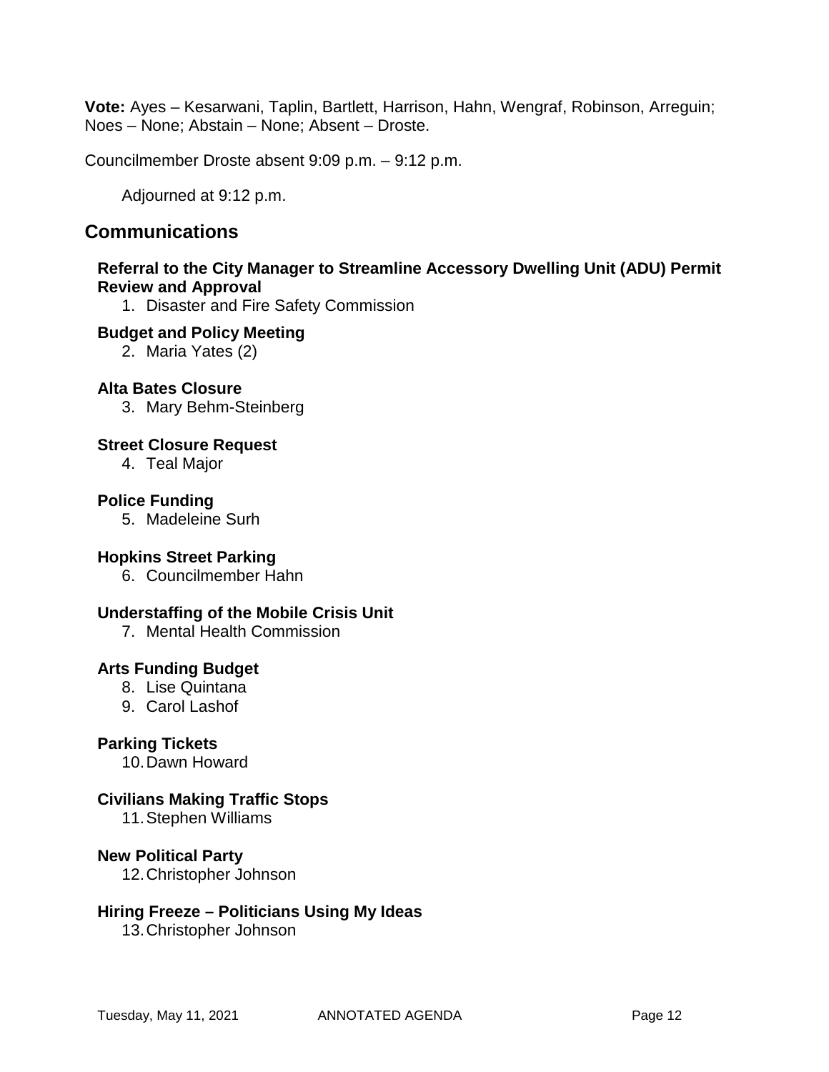**Vote:** Ayes – Kesarwani, Taplin, Bartlett, Harrison, Hahn, Wengraf, Robinson, Arreguin; Noes – None; Abstain – None; Absent – Droste.

Councilmember Droste absent 9:09 p.m. – 9:12 p.m.

Adjourned at 9:12 p.m.

## Communications

**Referral to the City Manager to Streamline Accessory Dwelling Unit (ADU) Permit Review and Approval**

1. Disaster and Fire Safety Commission

**Budget and Policy Meeting**

2. Maria Yates (2)

**Alta Bates Closure**

3. Mary Behm-Steinberg

**Street Closure Request**

4. Teal Major

**Police Funding**

5. Madeleine Surh

**Hopkins Street Parking**

6. Councilmember Hahn

**Understaffing of the Mobile Crisis Unit**

7. Mental Health Commission

**Arts Funding Budget**

8. Lise Quintana
9. Carol Lashof

**Parking Tickets**

10. Dawn Howard

**Civilians Making Traffic Stops**

11. Stephen Williams

**New Political Party**

12. Christopher Johnson

**Hiring Freeze – Politicians Using My Ideas**

13. Christopher Johnson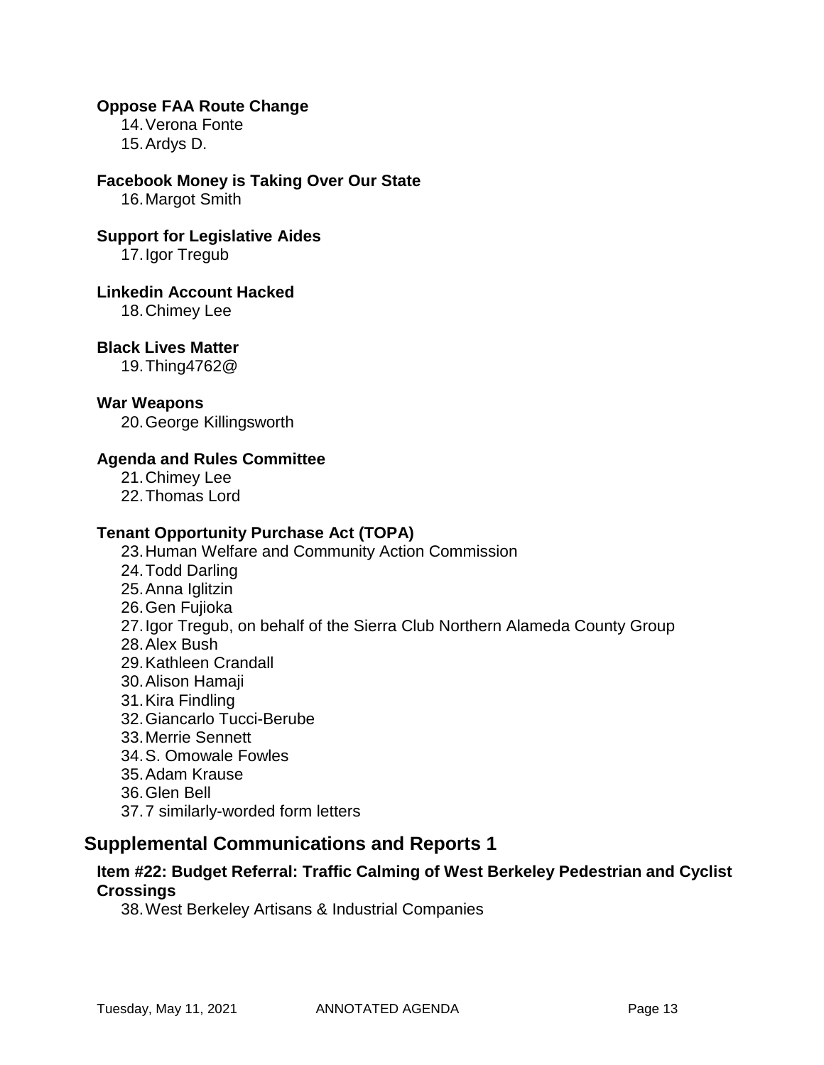**Oppose FAA Route Change**

14. Verona Fonte
15. Ardys D.

**Facebook Money is Taking Over Our State**

16. Margot Smith

**Support for Legislative Aides**

17. Igor Tregub

**Linkedin Account Hacked**

18. Chimey Lee

**Black Lives Matter**

19. Thing4762@

**War Weapons**

20. George Killingsworth

**Agenda and Rules Committee**

21. Chimey Lee
22. Thomas Lord

**Tenant Opportunity Purchase Act (TOPA)**

23. Human Welfare and Community Action Commission
24. Todd Darling
25. Anna Iglitzin
26. Gen Fujioka
27. Igor Tregub, on behalf of the Sierra Club Northern Alameda County Group
28. Alex Bush
29. Kathleen Crandall
30. Alison Hamaji
31. Kira Findling
32. Giancarlo Tucci-Berube
33. Merrie Sennett
34. S. Omowale Fowles
35. Adam Krause
36. Glen Bell
37. 7 similarly-worded form letters

## Supplemental Communications and Reports 1

**Item #22: Budget Referral: Traffic Calming of West Berkeley Pedestrian and Cyclist Crossings**

38. West Berkeley Artisans & Industrial Companies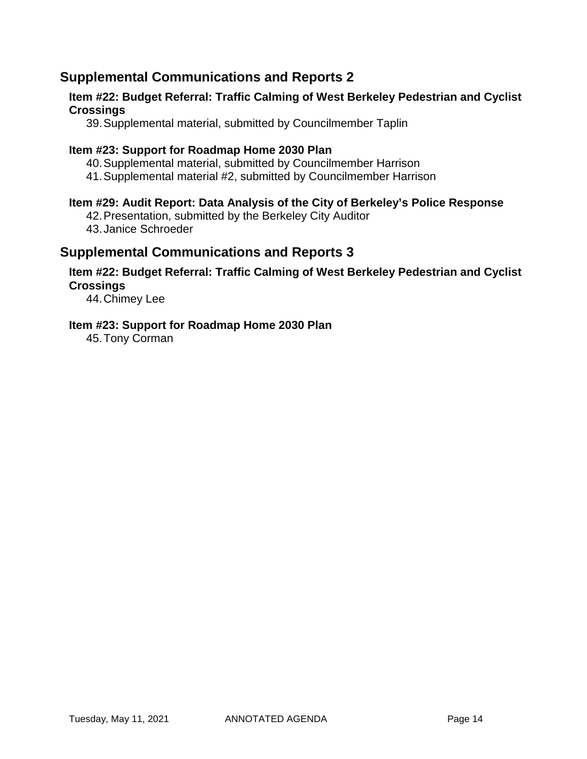## Supplemental Communications and Reports 2

### Item #22: Budget Referral: Traffic Calming of West Berkeley Pedestrian and Cyclist Crossings

39. Supplemental material, submitted by Councilmember Taplin

### Item #23: Support for Roadmap Home 2030 Plan

40. Supplemental material, submitted by Councilmember Harrison
41. Supplemental material #2, submitted by Councilmember Harrison

### Item #29: Audit Report: Data Analysis of the City of Berkeley's Police Response

42. Presentation, submitted by the Berkeley City Auditor
43. Janice Schroeder

## Supplemental Communications and Reports 3

### Item #22: Budget Referral: Traffic Calming of West Berkeley Pedestrian and Cyclist Crossings

44. Chimey Lee

### Item #23: Support for Roadmap Home 2030 Plan

45. Tony Corman